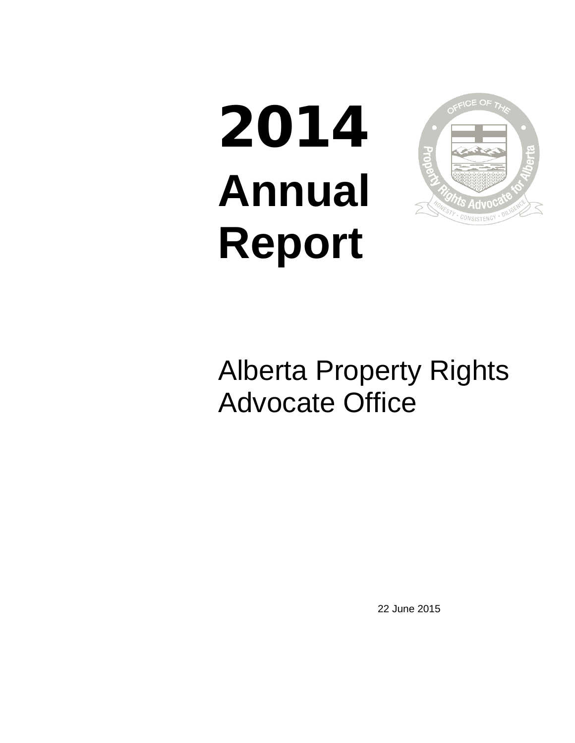# 2014 Annual Report

Alberta Property Rights Advocate Office

22 June 2015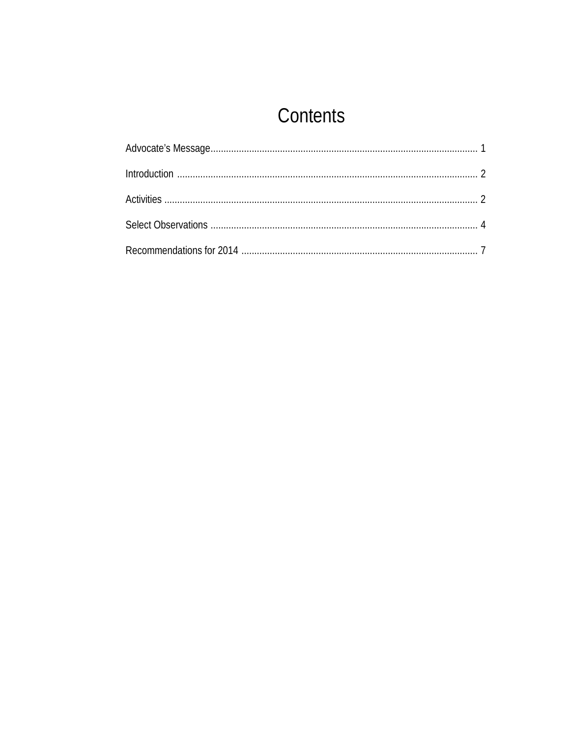# Contents

Advocate's Message........................................................................................................ 1

Introduction .................................................................................................................... 2

Activities ......................................................................................................................... 2

Select Observations ....................................................................................................... 4

Recommendations for 2014 ........................................................................................... 7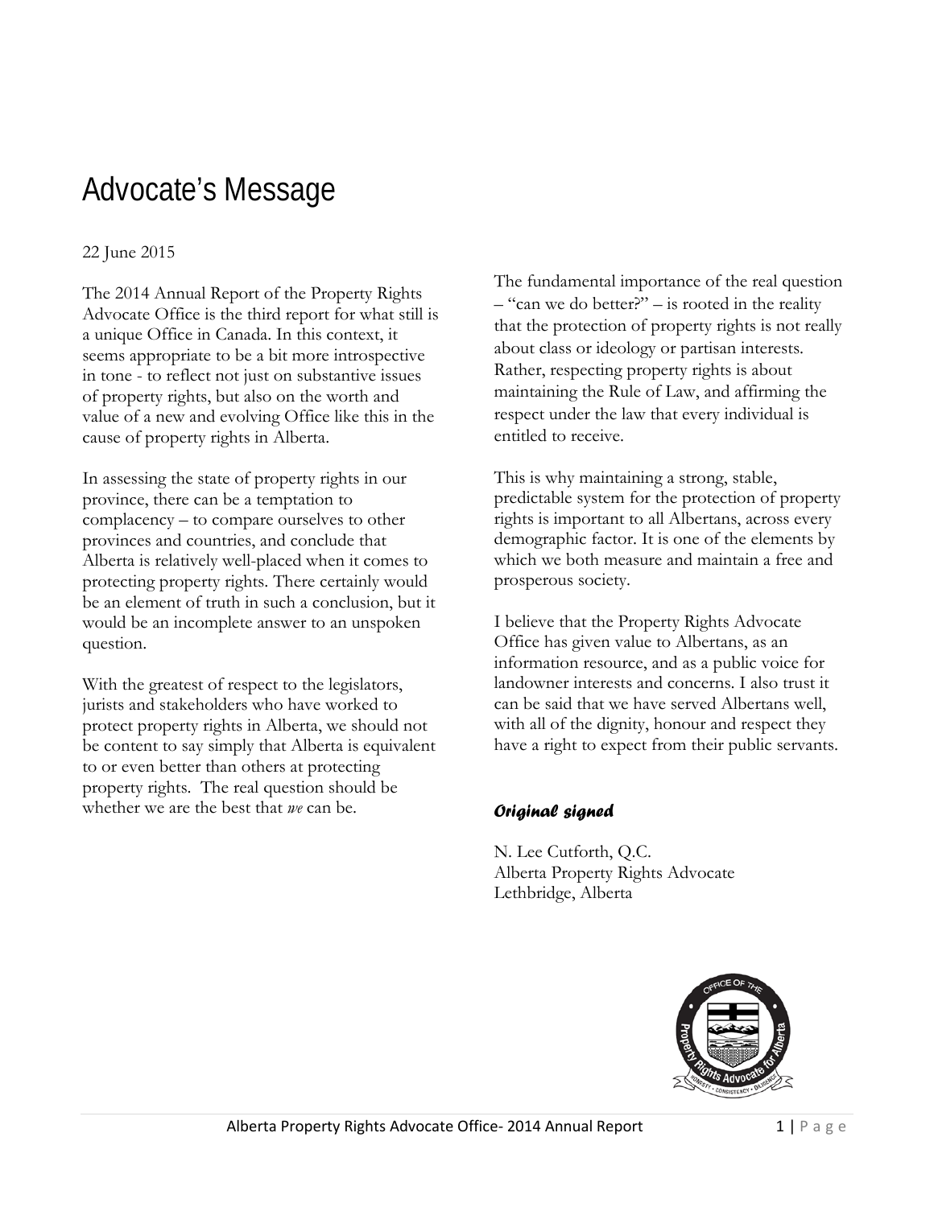# Advocate's Message

22 June 2015

The 2014 Annual Report of the Property Rights Advocate Office is the third report for what still is a unique Office in Canada. In this context, it seems appropriate to be a bit more introspective in tone - to reflect not just on substantive issues of property rights, but also on the worth and value of a new and evolving Office like this in the cause of property rights in Alberta.

In assessing the state of property rights in our province, there can be a temptation to complacency – to compare ourselves to other provinces and countries, and conclude that Alberta is relatively well-placed when it comes to protecting property rights. There certainly would be an element of truth in such a conclusion, but it would be an incomplete answer to an unspoken question.

With the greatest of respect to the legislators, jurists and stakeholders who have worked to protect property rights in Alberta, we should not be content to say simply that Alberta is equivalent to or even better than others at protecting property rights. The real question should be whether we are the best that *we* can be.

The fundamental importance of the real question – "can we do better?" – is rooted in the reality that the protection of property rights is not really about class or ideology or partisan interests. Rather, respecting property rights is about maintaining the Rule of Law, and affirming the respect under the law that every individual is entitled to receive.

This is why maintaining a strong, stable, predictable system for the protection of property rights is important to all Albertans, across every demographic factor. It is one of the elements by which we both measure and maintain a free and prosperous society.

I believe that the Property Rights Advocate Office has given value to Albertans, as an information resource, and as a public voice for landowner interests and concerns. I also trust it can be said that we have served Albertans well, with all of the dignity, honour and respect they have a right to expect from their public servants.

***Original signed***

N. Lee Cutforth, Q.C.
Alberta Property Rights Advocate
Lethbridge, Alberta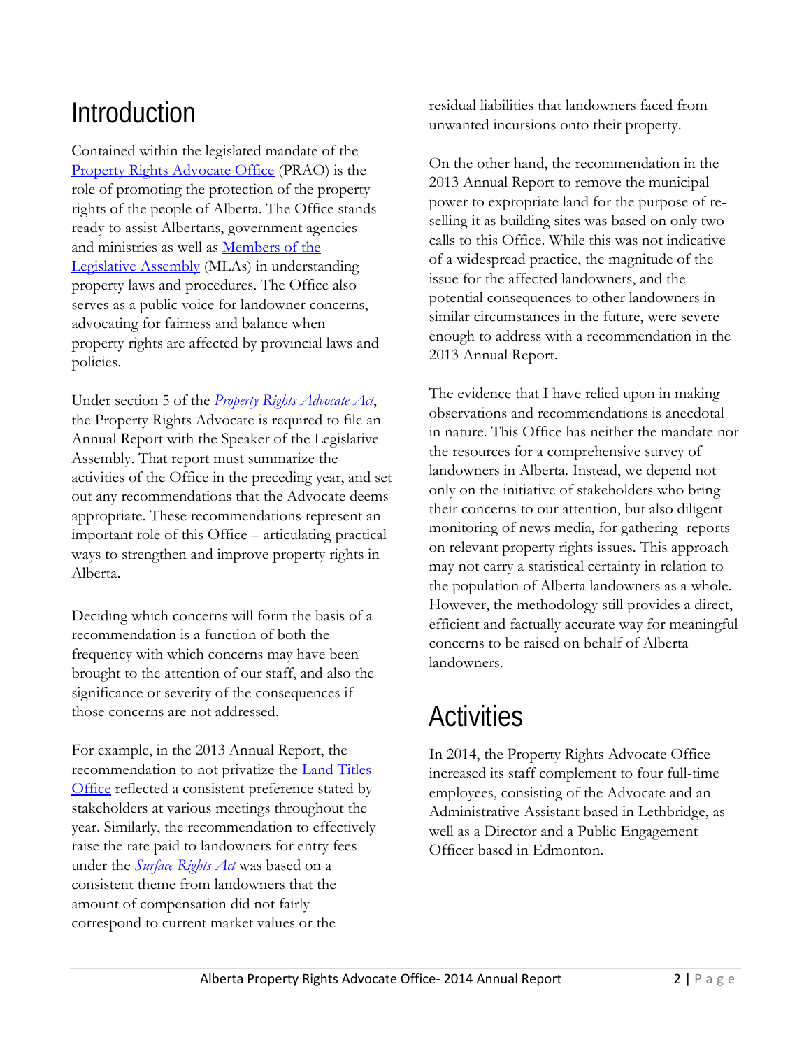# Introduction

Contained within the legislated mandate of the Property Rights Advocate Office (PRAO) is the role of promoting the protection of the property rights of the people of Alberta. The Office stands ready to assist Albertans, government agencies and ministries as well as Members of the Legislative Assembly (MLAs) in understanding property laws and procedures. The Office also serves as a public voice for landowner concerns, advocating for fairness and balance when property rights are affected by provincial laws and policies.

Under section 5 of the *Property Rights Advocate Act*, the Property Rights Advocate is required to file an Annual Report with the Speaker of the Legislative Assembly. That report must summarize the activities of the Office in the preceding year, and set out any recommendations that the Advocate deems appropriate. These recommendations represent an important role of this Office – articulating practical ways to strengthen and improve property rights in Alberta.

Deciding which concerns will form the basis of a recommendation is a function of both the frequency with which concerns may have been brought to the attention of our staff, and also the significance or severity of the consequences if those concerns are not addressed.

For example, in the 2013 Annual Report, the recommendation to not privatize the Land Titles Office reflected a consistent preference stated by stakeholders at various meetings throughout the year. Similarly, the recommendation to effectively raise the rate paid to landowners for entry fees under the *Surface Rights Act* was based on a consistent theme from landowners that the amount of compensation did not fairly correspond to current market values or the residual liabilities that landowners faced from unwanted incursions onto their property.

On the other hand, the recommendation in the 2013 Annual Report to remove the municipal power to expropriate land for the purpose of re-selling it as building sites was based on only two calls to this Office. While this was not indicative of a widespread practice, the magnitude of the issue for the affected landowners, and the potential consequences to other landowners in similar circumstances in the future, were severe enough to address with a recommendation in the 2013 Annual Report.

The evidence that I have relied upon in making observations and recommendations is anecdotal in nature. This Office has neither the mandate nor the resources for a comprehensive survey of landowners in Alberta. Instead, we depend not only on the initiative of stakeholders who bring their concerns to our attention, but also diligent monitoring of news media, for gathering reports on relevant property rights issues. This approach may not carry a statistical certainty in relation to the population of Alberta landowners as a whole. However, the methodology still provides a direct, efficient and factually accurate way for meaningful concerns to be raised on behalf of Alberta landowners.

# Activities

In 2014, the Property Rights Advocate Office increased its staff complement to four full-time employees, consisting of the Advocate and an Administrative Assistant based in Lethbridge, as well as a Director and a Public Engagement Officer based in Edmonton.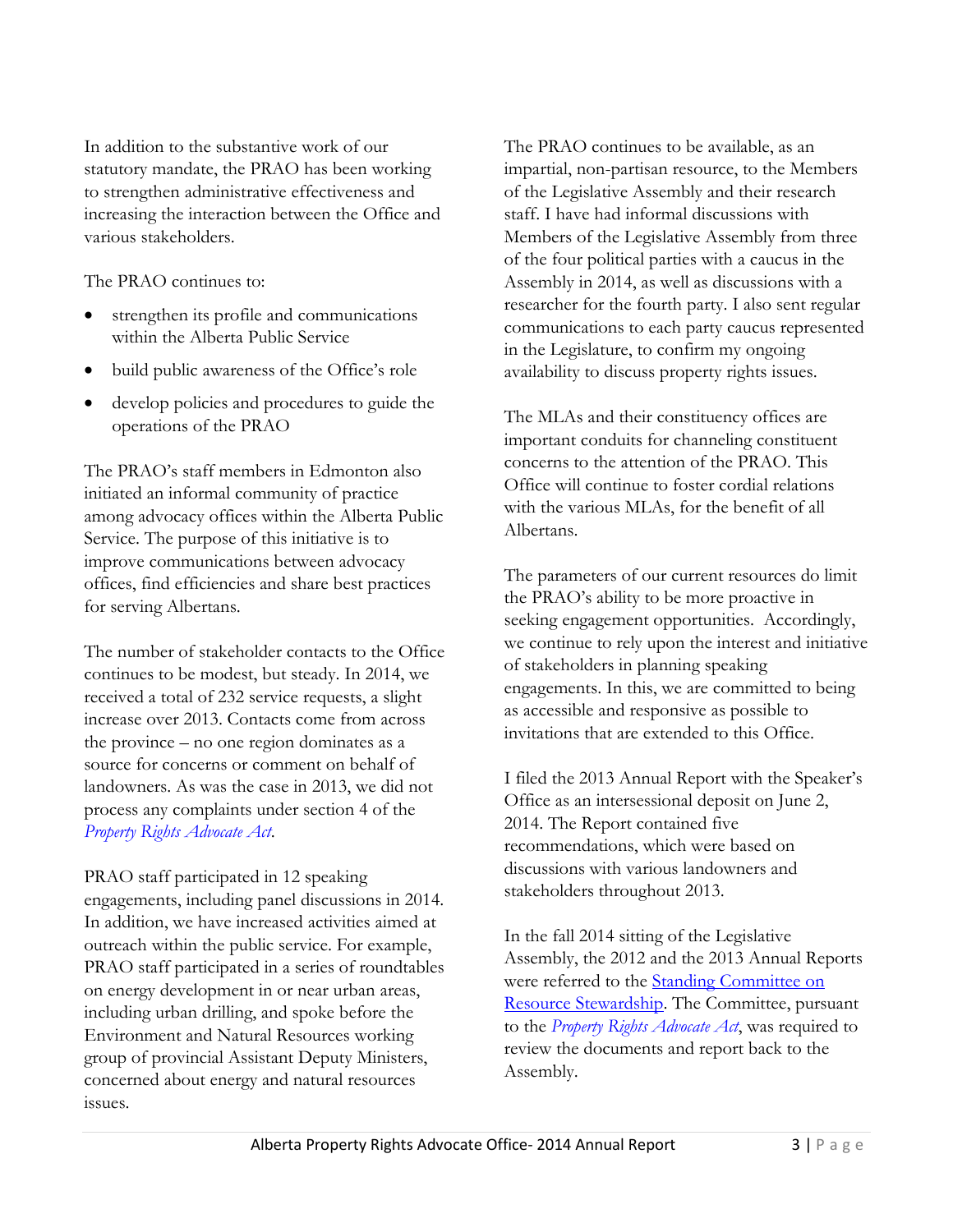In addition to the substantive work of our statutory mandate, the PRAO has been working to strengthen administrative effectiveness and increasing the interaction between the Office and various stakeholders.

The PRAO continues to:

- strengthen its profile and communications within the Alberta Public Service
- build public awareness of the Office's role
- develop policies and procedures to guide the operations of the PRAO

The PRAO's staff members in Edmonton also initiated an informal community of practice among advocacy offices within the Alberta Public Service. The purpose of this initiative is to improve communications between advocacy offices, find efficiencies and share best practices for serving Albertans.

The number of stakeholder contacts to the Office continues to be modest, but steady. In 2014, we received a total of 232 service requests, a slight increase over 2013. Contacts come from across the province – no one region dominates as a source for concerns or comment on behalf of landowners. As was the case in 2013, we did not process any complaints under section 4 of the *Property Rights Advocate Act*.

PRAO staff participated in 12 speaking engagements, including panel discussions in 2014. In addition, we have increased activities aimed at outreach within the public service. For example, PRAO staff participated in a series of roundtables on energy development in or near urban areas, including urban drilling, and spoke before the Environment and Natural Resources working group of provincial Assistant Deputy Ministers, concerned about energy and natural resources issues.

The PRAO continues to be available, as an impartial, non-partisan resource, to the Members of the Legislative Assembly and their research staff. I have had informal discussions with Members of the Legislative Assembly from three of the four political parties with a caucus in the Assembly in 2014, as well as discussions with a researcher for the fourth party. I also sent regular communications to each party caucus represented in the Legislature, to confirm my ongoing availability to discuss property rights issues.

The MLAs and their constituency offices are important conduits for channeling constituent concerns to the attention of the PRAO. This Office will continue to foster cordial relations with the various MLAs, for the benefit of all Albertans.

The parameters of our current resources do limit the PRAO's ability to be more proactive in seeking engagement opportunities. Accordingly, we continue to rely upon the interest and initiative of stakeholders in planning speaking engagements. In this, we are committed to being as accessible and responsive as possible to invitations that are extended to this Office.

I filed the 2013 Annual Report with the Speaker's Office as an intersessional deposit on June 2, 2014. The Report contained five recommendations, which were based on discussions with various landowners and stakeholders throughout 2013.

In the fall 2014 sitting of the Legislative Assembly, the 2012 and the 2013 Annual Reports were referred to the Standing Committee on Resource Stewardship. The Committee, pursuant to the *Property Rights Advocate Act*, was required to review the documents and report back to the Assembly.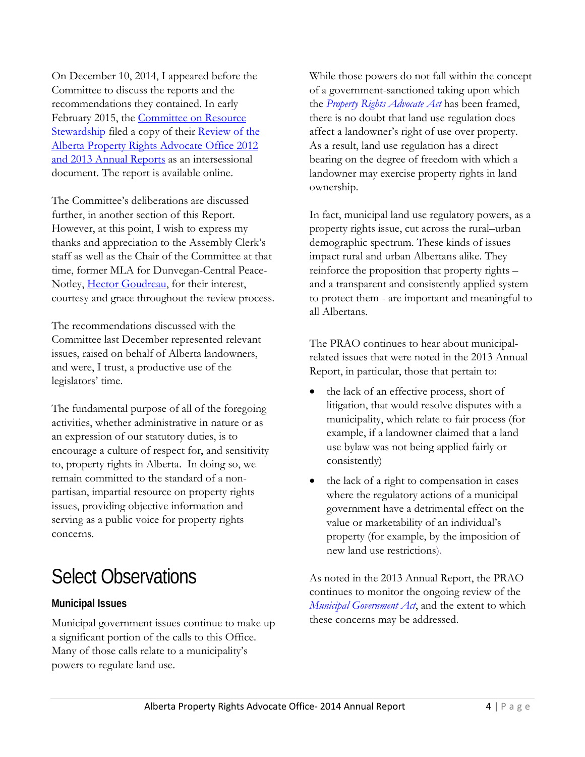On December 10, 2014, I appeared before the Committee to discuss the reports and the recommendations they contained. In early February 2015, the Committee on Resource Stewardship filed a copy of their Review of the Alberta Property Rights Advocate Office 2012 and 2013 Annual Reports as an intersessional document. The report is available online.

The Committee's deliberations are discussed further, in another section of this Report. However, at this point, I wish to express my thanks and appreciation to the Assembly Clerk's staff as well as the Chair of the Committee at that time, former MLA for Dunvegan-Central Peace-Notley, Hector Goudreau, for their interest, courtesy and grace throughout the review process.

The recommendations discussed with the Committee last December represented relevant issues, raised on behalf of Alberta landowners, and were, I trust, a productive use of the legislators' time.

The fundamental purpose of all of the foregoing activities, whether administrative in nature or as an expression of our statutory duties, is to encourage a culture of respect for, and sensitivity to, property rights in Alberta. In doing so, we remain committed to the standard of a non-partisan, impartial resource on property rights issues, providing objective information and serving as a public voice for property rights concerns.

# Select Observations

## Municipal Issues

Municipal government issues continue to make up a significant portion of the calls to this Office. Many of those calls relate to a municipality's powers to regulate land use.

While those powers do not fall within the concept of a government-sanctioned taking upon which the *Property Rights Advocate Act* has been framed, there is no doubt that land use regulation does affect a landowner's right of use over property. As a result, land use regulation has a direct bearing on the degree of freedom with which a landowner may exercise property rights in land ownership.

In fact, municipal land use regulatory powers, as a property rights issue, cut across the rural–urban demographic spectrum. These kinds of issues impact rural and urban Albertans alike. They reinforce the proposition that property rights – and a transparent and consistently applied system to protect them - are important and meaningful to all Albertans.

The PRAO continues to hear about municipal-related issues that were noted in the 2013 Annual Report, in particular, those that pertain to:

- the lack of an effective process, short of litigation, that would resolve disputes with a municipality, which relate to fair process (for example, if a landowner claimed that a land use bylaw was not being applied fairly or consistently)
- the lack of a right to compensation in cases where the regulatory actions of a municipal government have a detrimental effect on the value or marketability of an individual's property (for example, by the imposition of new land use restrictions).

As noted in the 2013 Annual Report, the PRAO continues to monitor the ongoing review of the *Municipal Government Act*, and the extent to which these concerns may be addressed.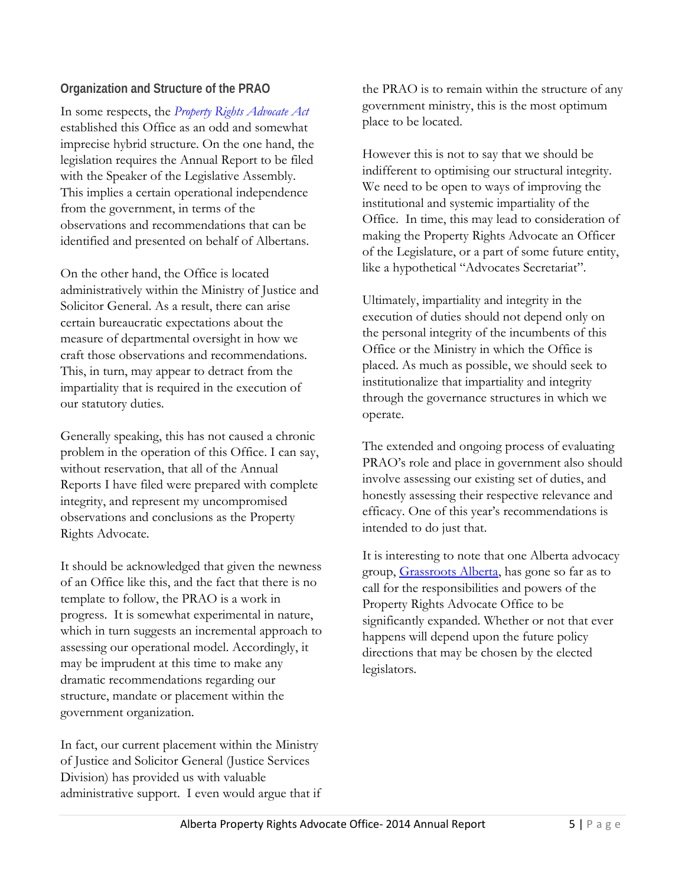## Organization and Structure of the PRAO

In some respects, the *Property Rights Advocate Act* established this Office as an odd and somewhat imprecise hybrid structure. On the one hand, the legislation requires the Annual Report to be filed with the Speaker of the Legislative Assembly. This implies a certain operational independence from the government, in terms of the observations and recommendations that can be identified and presented on behalf of Albertans.

On the other hand, the Office is located administratively within the Ministry of Justice and Solicitor General. As a result, there can arise certain bureaucratic expectations about the measure of departmental oversight in how we craft those observations and recommendations. This, in turn, may appear to detract from the impartiality that is required in the execution of our statutory duties.

Generally speaking, this has not caused a chronic problem in the operation of this Office. I can say, without reservation, that all of the Annual Reports I have filed were prepared with complete integrity, and represent my uncompromised observations and conclusions as the Property Rights Advocate.

It should be acknowledged that given the newness of an Office like this, and the fact that there is no template to follow, the PRAO is a work in progress. It is somewhat experimental in nature, which in turn suggests an incremental approach to assessing our operational model. Accordingly, it may be imprudent at this time to make any dramatic recommendations regarding our structure, mandate or placement within the government organization.

In fact, our current placement within the Ministry of Justice and Solicitor General (Justice Services Division) has provided us with valuable administrative support. I even would argue that if the PRAO is to remain within the structure of any government ministry, this is the most optimum place to be located.

However this is not to say that we should be indifferent to optimising our structural integrity. We need to be open to ways of improving the institutional and systemic impartiality of the Office. In time, this may lead to consideration of making the Property Rights Advocate an Officer of the Legislature, or a part of some future entity, like a hypothetical "Advocates Secretariat".

Ultimately, impartiality and integrity in the execution of duties should not depend only on the personal integrity of the incumbents of this Office or the Ministry in which the Office is placed. As much as possible, we should seek to institutionalize that impartiality and integrity through the governance structures in which we operate.

The extended and ongoing process of evaluating PRAO's role and place in government also should involve assessing our existing set of duties, and honestly assessing their respective relevance and efficacy. One of this year's recommendations is intended to do just that.

It is interesting to note that one Alberta advocacy group, Grassroots Alberta, has gone so far as to call for the responsibilities and powers of the Property Rights Advocate Office to be significantly expanded. Whether or not that ever happens will depend upon the future policy directions that may be chosen by the elected legislators.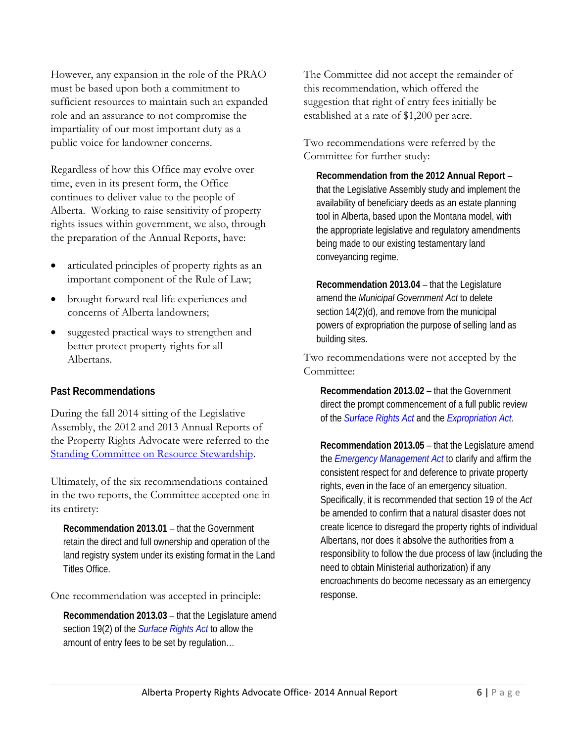However, any expansion in the role of the PRAO must be based upon both a commitment to sufficient resources to maintain such an expanded role and an assurance to not compromise the impartiality of our most important duty as a public voice for landowner concerns.

Regardless of how this Office may evolve over time, even in its present form, the Office continues to deliver value to the people of Alberta. Working to raise sensitivity of property rights issues within government, we also, through the preparation of the Annual Reports, have:

- articulated principles of property rights as an important component of the Rule of Law;
- brought forward real-life experiences and concerns of Alberta landowners;
- suggested practical ways to strengthen and better protect property rights for all Albertans.

## Past Recommendations

During the fall 2014 sitting of the Legislative Assembly, the 2012 and 2013 Annual Reports of the Property Rights Advocate were referred to the Standing Committee on Resource Stewardship.

Ultimately, of the six recommendations contained in the two reports, the Committee accepted one in its entirety:

> **Recommendation 2013.01** – that the Government retain the direct and full ownership and operation of the land registry system under its existing format in the Land Titles Office.

One recommendation was accepted in principle:

> **Recommendation 2013.03** – that the Legislature amend section 19(2) of the *Surface Rights Act* to allow the amount of entry fees to be set by regulation…

The Committee did not accept the remainder of this recommendation, which offered the suggestion that right of entry fees initially be established at a rate of $1,200 per acre.

Two recommendations were referred by the Committee for further study:

> **Recommendation from the 2012 Annual Report** – that the Legislative Assembly study and implement the availability of beneficiary deeds as an estate planning tool in Alberta, based upon the Montana model, with the appropriate legislative and regulatory amendments being made to our existing testamentary land conveyancing regime.

> **Recommendation 2013.04** – that the Legislature amend the *Municipal Government Act* to delete section 14(2)(d), and remove from the municipal powers of expropriation the purpose of selling land as building sites.

Two recommendations were not accepted by the Committee:

> **Recommendation 2013.02** – that the Government direct the prompt commencement of a full public review of the *Surface Rights Act* and the *Expropriation Act*.

> **Recommendation 2013.05** – that the Legislature amend the *Emergency Management Act* to clarify and affirm the consistent respect for and deference to private property rights, even in the face of an emergency situation. Specifically, it is recommended that section 19 of the *Act* be amended to confirm that a natural disaster does not create licence to disregard the property rights of individual Albertans, nor does it absolve the authorities from a responsibility to follow the due process of law (including the need to obtain Ministerial authorization) if any encroachments do become necessary as an emergency response.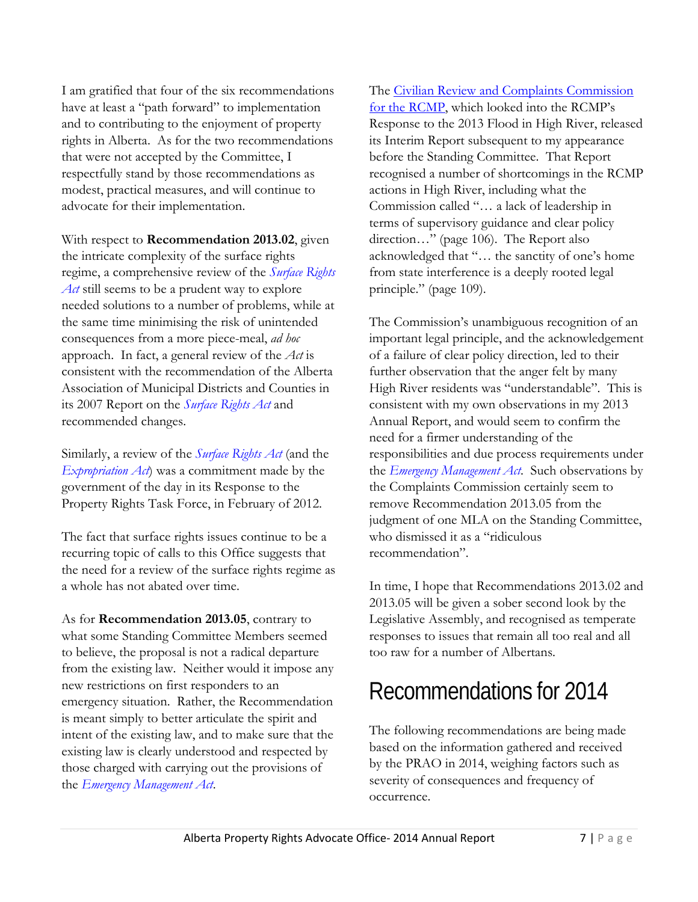I am gratified that four of the six recommendations have at least a "path forward" to implementation and to contributing to the enjoyment of property rights in Alberta. As for the two recommendations that were not accepted by the Committee, I respectfully stand by those recommendations as modest, practical measures, and will continue to advocate for their implementation.

With respect to **Recommendation 2013.02**, given the intricate complexity of the surface rights regime, a comprehensive review of the *Surface Rights Act* still seems to be a prudent way to explore needed solutions to a number of problems, while at the same time minimising the risk of unintended consequences from a more piece-meal, *ad hoc* approach. In fact, a general review of the *Act* is consistent with the recommendation of the Alberta Association of Municipal Districts and Counties in its 2007 Report on the *Surface Rights Act* and recommended changes.

Similarly, a review of the *Surface Rights Act* (and the *Expropriation Act*) was a commitment made by the government of the day in its Response to the Property Rights Task Force, in February of 2012.

The fact that surface rights issues continue to be a recurring topic of calls to this Office suggests that the need for a review of the surface rights regime as a whole has not abated over time.

As for **Recommendation 2013.05**, contrary to what some Standing Committee Members seemed to believe, the proposal is not a radical departure from the existing law. Neither would it impose any new restrictions on first responders to an emergency situation. Rather, the Recommendation is meant simply to better articulate the spirit and intent of the existing law, and to make sure that the existing law is clearly understood and respected by those charged with carrying out the provisions of the *Emergency Management Act*.

The Civilian Review and Complaints Commission for the RCMP, which looked into the RCMP's Response to the 2013 Flood in High River, released its Interim Report subsequent to my appearance before the Standing Committee. That Report recognised a number of shortcomings in the RCMP actions in High River, including what the Commission called "… a lack of leadership in terms of supervisory guidance and clear policy direction…" (page 106). The Report also acknowledged that "… the sanctity of one's home from state interference is a deeply rooted legal principle." (page 109).

The Commission's unambiguous recognition of an important legal principle, and the acknowledgement of a failure of clear policy direction, led to their further observation that the anger felt by many High River residents was "understandable". This is consistent with my own observations in my 2013 Annual Report, and would seem to confirm the need for a firmer understanding of the responsibilities and due process requirements under the *Emergency Management Act*. Such observations by the Complaints Commission certainly seem to remove Recommendation 2013.05 from the judgment of one MLA on the Standing Committee, who dismissed it as a "ridiculous recommendation".

In time, I hope that Recommendations 2013.02 and 2013.05 will be given a sober second look by the Legislative Assembly, and recognised as temperate responses to issues that remain all too real and all too raw for a number of Albertans.

# Recommendations for 2014

The following recommendations are being made based on the information gathered and received by the PRAO in 2014, weighing factors such as severity of consequences and frequency of occurrence.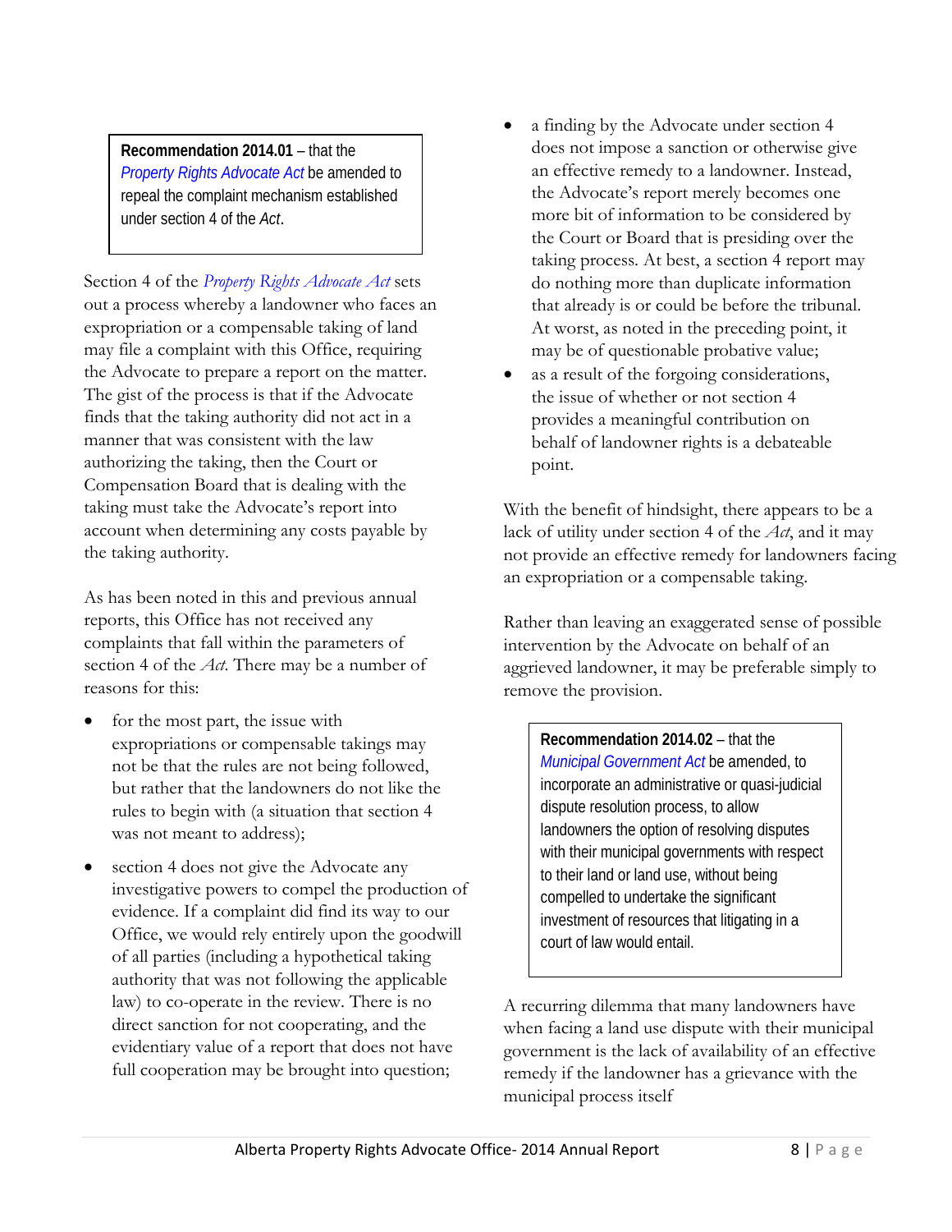**Recommendation 2014.01** – that the *Property Rights Advocate Act* be amended to repeal the complaint mechanism established under section 4 of the *Act*.

Section 4 of the *Property Rights Advocate Act* sets out a process whereby a landowner who faces an expropriation or a compensable taking of land may file a complaint with this Office, requiring the Advocate to prepare a report on the matter. The gist of the process is that if the Advocate finds that the taking authority did not act in a manner that was consistent with the law authorizing the taking, then the Court or Compensation Board that is dealing with the taking must take the Advocate's report into account when determining any costs payable by the taking authority.

As has been noted in this and previous annual reports, this Office has not received any complaints that fall within the parameters of section 4 of the *Act*. There may be a number of reasons for this:

- for the most part, the issue with expropriations or compensable takings may not be that the rules are not being followed, but rather that the landowners do not like the rules to begin with (a situation that section 4 was not meant to address);
- section 4 does not give the Advocate any investigative powers to compel the production of evidence. If a complaint did find its way to our Office, we would rely entirely upon the goodwill of all parties (including a hypothetical taking authority that was not following the applicable law) to co-operate in the review. There is no direct sanction for not cooperating, and the evidentiary value of a report that does not have full cooperation may be brought into question;
- a finding by the Advocate under section 4 does not impose a sanction or otherwise give an effective remedy to a landowner. Instead, the Advocate's report merely becomes one more bit of information to be considered by the Court or Board that is presiding over the taking process. At best, a section 4 report may do nothing more than duplicate information that already is or could be before the tribunal. At worst, as noted in the preceding point, it may be of questionable probative value;
- as a result of the forgoing considerations, the issue of whether or not section 4 provides a meaningful contribution on behalf of landowner rights is a debateable point.

With the benefit of hindsight, there appears to be a lack of utility under section 4 of the *Act*, and it may not provide an effective remedy for landowners facing an expropriation or a compensable taking.

Rather than leaving an exaggerated sense of possible intervention by the Advocate on behalf of an aggrieved landowner, it may be preferable simply to remove the provision.

**Recommendation 2014.02** – that the *Municipal Government Act* be amended, to incorporate an administrative or quasi-judicial dispute resolution process, to allow landowners the option of resolving disputes with their municipal governments with respect to their land or land use, without being compelled to undertake the significant investment of resources that litigating in a court of law would entail.

A recurring dilemma that many landowners have when facing a land use dispute with their municipal government is the lack of availability of an effective remedy if the landowner has a grievance with the municipal process itself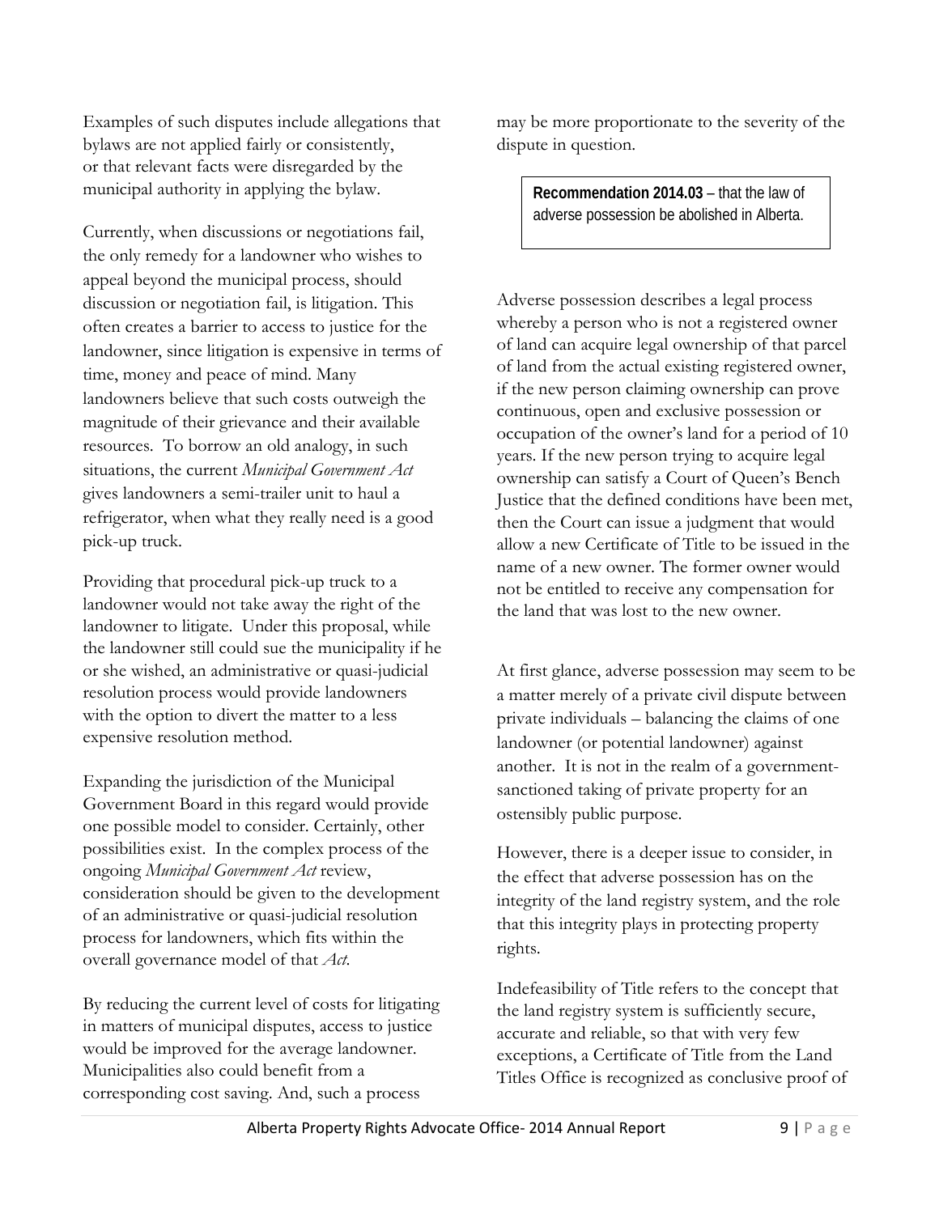Examples of such disputes include allegations that bylaws are not applied fairly or consistently, or that relevant facts were disregarded by the municipal authority in applying the bylaw.

Currently, when discussions or negotiations fail, the only remedy for a landowner who wishes to appeal beyond the municipal process, should discussion or negotiation fail, is litigation. This often creates a barrier to access to justice for the landowner, since litigation is expensive in terms of time, money and peace of mind. Many landowners believe that such costs outweigh the magnitude of their grievance and their available resources. To borrow an old analogy, in such situations, the current *Municipal Government Act* gives landowners a semi-trailer unit to haul a refrigerator, when what they really need is a good pick-up truck.

Providing that procedural pick-up truck to a landowner would not take away the right of the landowner to litigate. Under this proposal, while the landowner still could sue the municipality if he or she wished, an administrative or quasi-judicial resolution process would provide landowners with the option to divert the matter to a less expensive resolution method.

Expanding the jurisdiction of the Municipal Government Board in this regard would provide one possible model to consider. Certainly, other possibilities exist. In the complex process of the ongoing *Municipal Government Act* review, consideration should be given to the development of an administrative or quasi-judicial resolution process for landowners, which fits within the overall governance model of that *Act*.

By reducing the current level of costs for litigating in matters of municipal disputes, access to justice would be improved for the average landowner. Municipalities also could benefit from a corresponding cost saving. And, such a process may be more proportionate to the severity of the dispute in question.

**Recommendation 2014.03** – that the law of adverse possession be abolished in Alberta.

Adverse possession describes a legal process whereby a person who is not a registered owner of land can acquire legal ownership of that parcel of land from the actual existing registered owner, if the new person claiming ownership can prove continuous, open and exclusive possession or occupation of the owner's land for a period of 10 years. If the new person trying to acquire legal ownership can satisfy a Court of Queen's Bench Justice that the defined conditions have been met, then the Court can issue a judgment that would allow a new Certificate of Title to be issued in the name of a new owner. The former owner would not be entitled to receive any compensation for the land that was lost to the new owner.

At first glance, adverse possession may seem to be a matter merely of a private civil dispute between private individuals – balancing the claims of one landowner (or potential landowner) against another. It is not in the realm of a government-sanctioned taking of private property for an ostensibly public purpose.

However, there is a deeper issue to consider, in the effect that adverse possession has on the integrity of the land registry system, and the role that this integrity plays in protecting property rights.

Indefeasibility of Title refers to the concept that the land registry system is sufficiently secure, accurate and reliable, so that with very few exceptions, a Certificate of Title from the Land Titles Office is recognized as conclusive proof of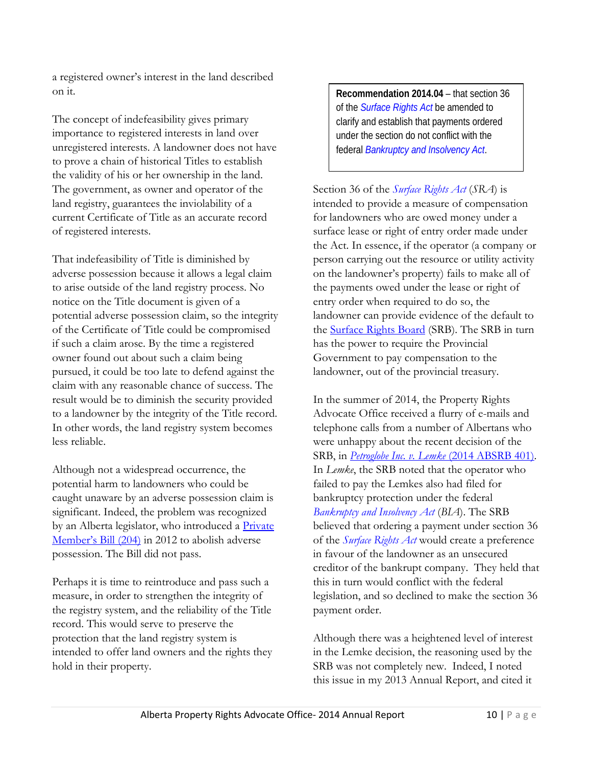a registered owner's interest in the land described on it.

The concept of indefeasibility gives primary importance to registered interests in land over unregistered interests. A landowner does not have to prove a chain of historical Titles to establish the validity of his or her ownership in the land. The government, as owner and operator of the land registry, guarantees the inviolability of a current Certificate of Title as an accurate record of registered interests.

That indefeasibility of Title is diminished by adverse possession because it allows a legal claim to arise outside of the land registry process. No notice on the Title document is given of a potential adverse possession claim, so the integrity of the Certificate of Title could be compromised if such a claim arose. By the time a registered owner found out about such a claim being pursued, it could be too late to defend against the claim with any reasonable chance of success. The result would be to diminish the security provided to a landowner by the integrity of the Title record. In other words, the land registry system becomes less reliable.

Although not a widespread occurrence, the potential harm to landowners who could be caught unaware by an adverse possession claim is significant. Indeed, the problem was recognized by an Alberta legislator, who introduced a Private Member's Bill (204) in 2012 to abolish adverse possession. The Bill did not pass.

Perhaps it is time to reintroduce and pass such a measure, in order to strengthen the integrity of the registry system, and the reliability of the Title record. This would serve to preserve the protection that the land registry system is intended to offer land owners and the rights they hold in their property.

> **Recommendation 2014.04** – that section 36 of the *Surface Rights Act* be amended to clarify and establish that payments ordered under the section do not conflict with the federal *Bankruptcy and Insolvency Act*.

Section 36 of the *Surface Rights Act* (*SRA*) is intended to provide a measure of compensation for landowners who are owed money under a surface lease or right of entry order made under the Act. In essence, if the operator (a company or person carrying out the resource or utility activity on the landowner's property) fails to make all of the payments owed under the lease or right of entry order when required to do so, the landowner can provide evidence of the default to the Surface Rights Board (SRB). The SRB in turn has the power to require the Provincial Government to pay compensation to the landowner, out of the provincial treasury.

In the summer of 2014, the Property Rights Advocate Office received a flurry of e-mails and telephone calls from a number of Albertans who were unhappy about the recent decision of the SRB, in *Petroglobe Inc. v. Lemke* (2014 ABSRB 401). In *Lemke*, the SRB noted that the operator who failed to pay the Lemkes also had filed for bankruptcy protection under the federal *Bankruptcy and Insolvency Act* (*BIA*). The SRB believed that ordering a payment under section 36 of the *Surface Rights Act* would create a preference in favour of the landowner as an unsecured creditor of the bankrupt company. They held that this in turn would conflict with the federal legislation, and so declined to make the section 36 payment order.

Although there was a heightened level of interest in the Lemke decision, the reasoning used by the SRB was not completely new. Indeed, I noted this issue in my 2013 Annual Report, and cited it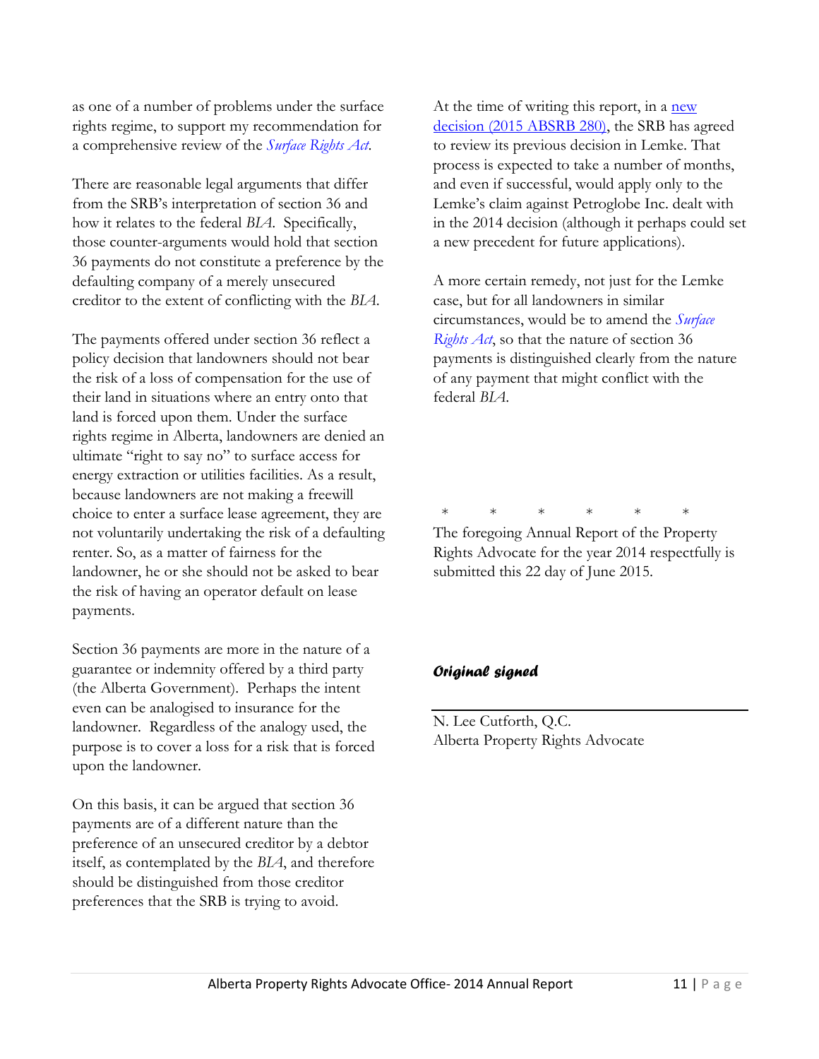as one of a number of problems under the surface rights regime, to support my recommendation for a comprehensive review of the *Surface Rights Act*.

There are reasonable legal arguments that differ from the SRB's interpretation of section 36 and how it relates to the federal *BIA*. Specifically, those counter-arguments would hold that section 36 payments do not constitute a preference by the defaulting company of a merely unsecured creditor to the extent of conflicting with the *BIA*.

The payments offered under section 36 reflect a policy decision that landowners should not bear the risk of a loss of compensation for the use of their land in situations where an entry onto that land is forced upon them. Under the surface rights regime in Alberta, landowners are denied an ultimate "right to say no" to surface access for energy extraction or utilities facilities. As a result, because landowners are not making a freewill choice to enter a surface lease agreement, they are not voluntarily undertaking the risk of a defaulting renter. So, as a matter of fairness for the landowner, he or she should not be asked to bear the risk of having an operator default on lease payments.

Section 36 payments are more in the nature of a guarantee or indemnity offered by a third party (the Alberta Government). Perhaps the intent even can be analogised to insurance for the landowner. Regardless of the analogy used, the purpose is to cover a loss for a risk that is forced upon the landowner.

On this basis, it can be argued that section 36 payments are of a different nature than the preference of an unsecured creditor by a debtor itself, as contemplated by the *BIA*, and therefore should be distinguished from those creditor preferences that the SRB is trying to avoid.

At the time of writing this report, in a new decision (2015 ABSRB 280), the SRB has agreed to review its previous decision in Lemke. That process is expected to take a number of months, and even if successful, would apply only to the Lemke's claim against Petroglobe Inc. dealt with in the 2014 decision (although it perhaps could set a new precedent for future applications).

A more certain remedy, not just for the Lemke case, but for all landowners in similar circumstances, would be to amend the *Surface Rights Act*, so that the nature of section 36 payments is distinguished clearly from the nature of any payment that might conflict with the federal *BIA*.

\*  \*  \*  \*  \*  \*

The foregoing Annual Report of the Property Rights Advocate for the year 2014 respectfully is submitted this 22 day of June 2015.

***Original signed***

N. Lee Cutforth, Q.C.  
Alberta Property Rights Advocate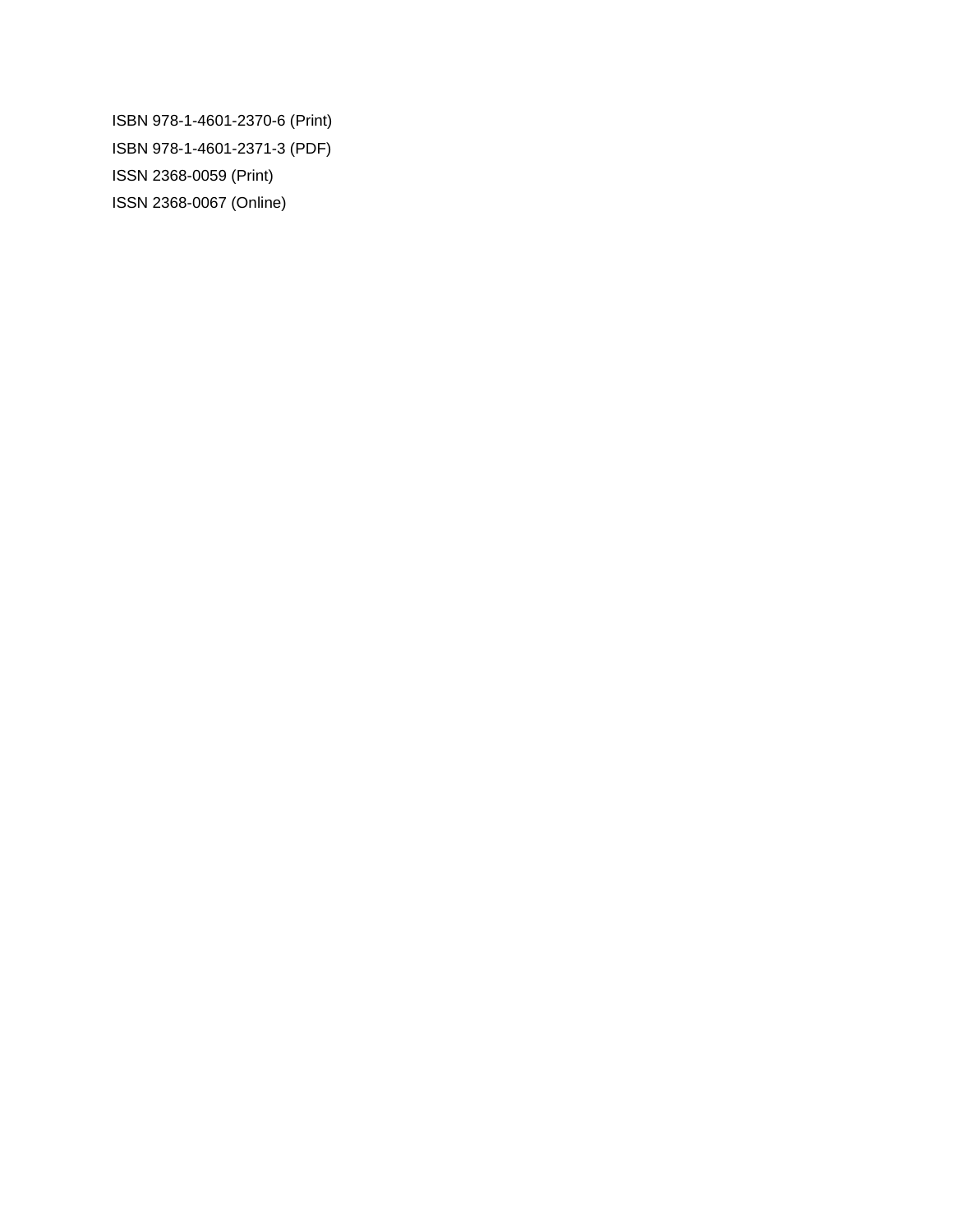ISBN 978-1-4601-2370-6 (Print)

ISBN 978-1-4601-2371-3 (PDF)

ISSN 2368-0059 (Print)

ISSN 2368-0067 (Online)